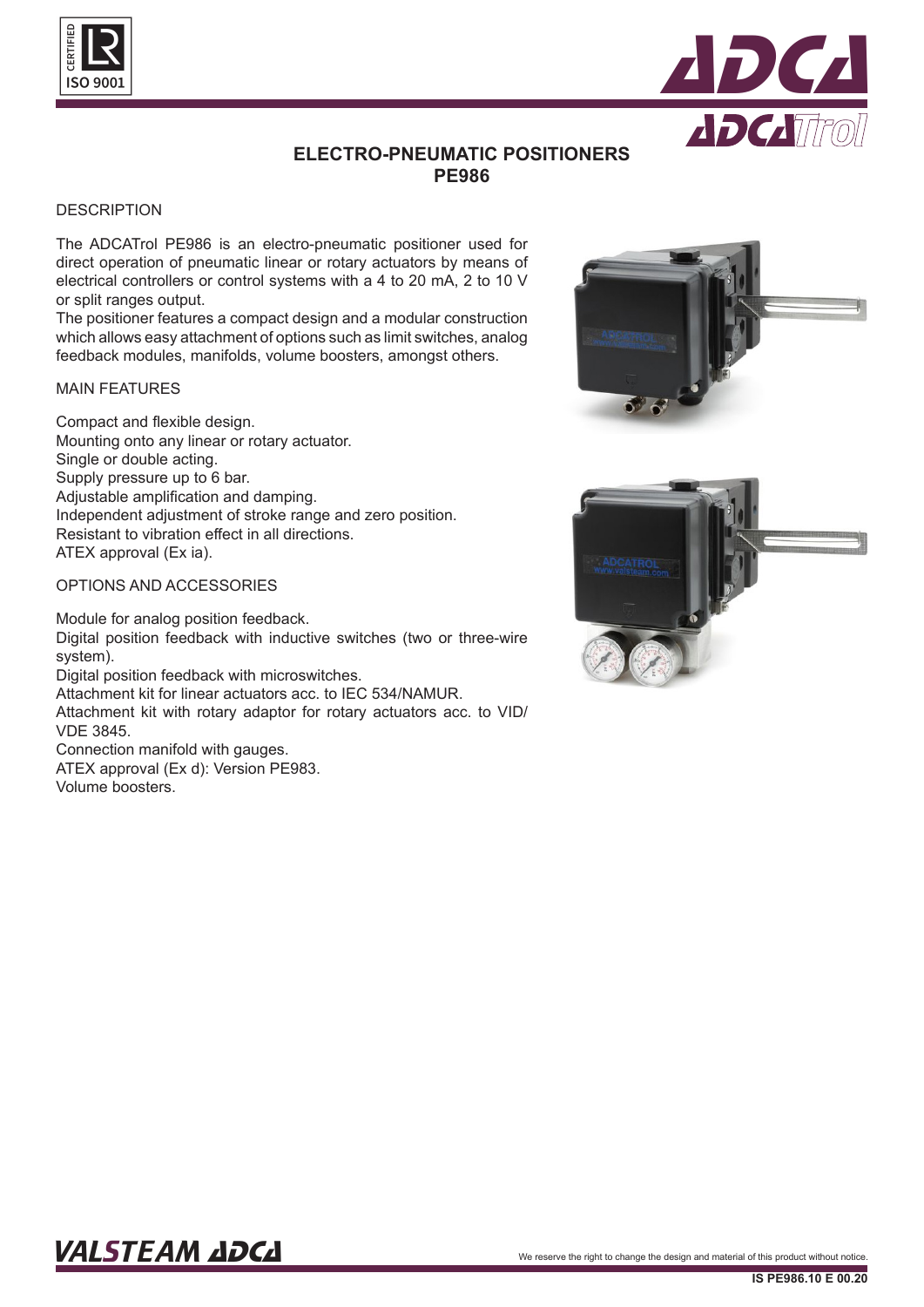# ELECTRO-PNEUMATIC POSITIONERS
# PE986

## DESCRIPTION

The ADCATrol PE986 is an electro-pneumatic positioner used for direct operation of pneumatic linear or rotary actuators by means of electrical controllers or control systems with a 4 to 20 mA, 2 to 10 V or split ranges output.
The positioner features a compact design and a modular construction which allows easy attachment of options such as limit switches, analog feedback modules, manifolds, volume boosters, amongst others.

## MAIN FEATURES

Compact and flexible design.
Mounting onto any linear or rotary actuator.
Single or double acting.
Supply pressure up to 6 bar.
Adjustable amplification and damping.
Independent adjustment of stroke range and zero position.
Resistant to vibration effect in all directions.
ATEX approval (Ex ia).

## OPTIONS AND ACCESSORIES

Module for analog position feedback.
Digital position feedback with inductive switches (two or three-wire system).
Digital position feedback with microswitches.
Attachment kit for linear actuators acc. to IEC 534/NAMUR.
Attachment kit with rotary adaptor for rotary actuators acc. to VID/VDE 3845.
Connection manifold with gauges.
ATEX approval (Ex d): Version PE983.
Volume boosters.

We reserve the right to change the design and material of this product without notice.

IS PE986.10 E 00.20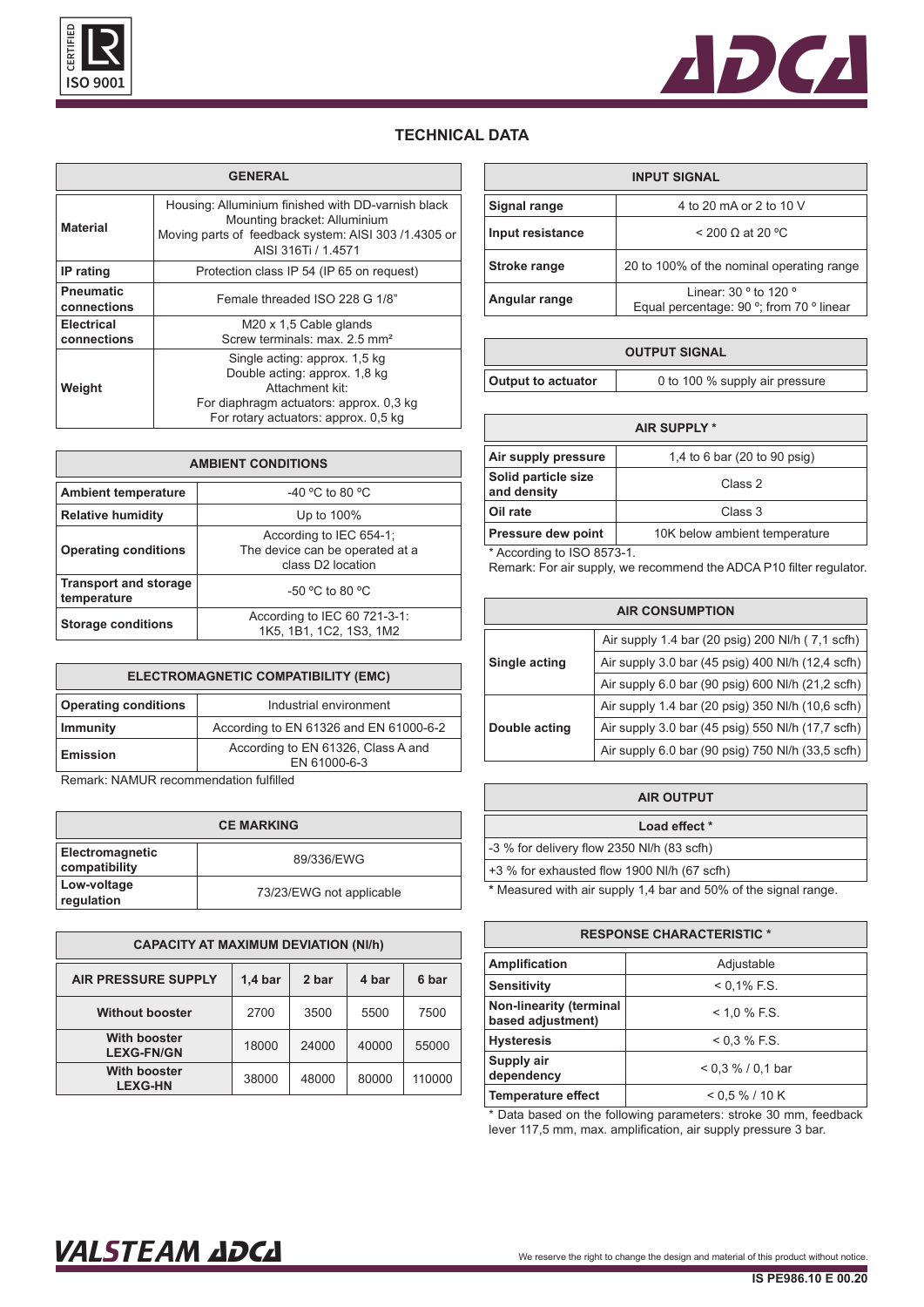# TECHNICAL DATA

| GENERAL | |
|---|---|
| **Material** | Housing: Alluminium finished with DD-varnish black<br>Mounting bracket: Alluminium<br>Moving parts of feedback system: AISI 303 /1.4305 or AISI 316Ti / 1.4571 |
| **IP rating** | Protection class IP 54 (IP 65 on request) |
| **Pneumatic connections** | Female threaded ISO 228 G 1/8" |
| **Electrical connections** | M20 x 1,5 Cable glands<br>Screw terminals: max. 2.5 mm² |
| **Weight** | Single acting: approx. 1,5 kg<br>Double acting: approx. 1,8 kg<br>Attachment kit:<br>For diaphragm actuators: approx. 0,3 kg<br>For rotary actuators: approx. 0,5 kg |

| AMBIENT CONDITIONS | |
|---|---|
| **Ambient temperature** | -40 ºC to 80 ºC |
| **Relative humidity** | Up to 100% |
| **Operating conditions** | According to IEC 654-1;<br>The device can be operated at a class D2 location |
| **Transport and storage temperature** | -50 ºC to 80 ºC |
| **Storage conditions** | According to IEC 60 721-3-1:<br>1K5, 1B1, 1C2, 1S3, 1M2 |

| ELECTROMAGNETIC COMPATIBILITY (EMC) | |
|---|---|
| **Operating conditions** | Industrial environment |
| **Immunity** | According to EN 61326 and EN 61000-6-2 |
| **Emission** | According to EN 61326, Class A and EN 61000-6-3 |

Remark: NAMUR recommendation fulfilled

| CE MARKING | |
|---|---|
| **Electromagnetic compatibility** | 89/336/EWG |
| **Low-voltage regulation** | 73/23/EWG not applicable |

| CAPACITY AT MAXIMUM DEVIATION (Nl/h) | | | | |
|---|---|---|---|---|
| **AIR PRESSURE SUPPLY** | **1,4 bar** | **2 bar** | **4 bar** | **6 bar** |
| **Without booster** | 2700 | 3500 | 5500 | 7500 |
| **With booster LEXG-FN/GN** | 18000 | 24000 | 40000 | 55000 |
| **With booster LEXG-HN** | 38000 | 48000 | 80000 | 110000 |

| INPUT SIGNAL | |
|---|---|
| **Signal range** | 4 to 20 mA or 2 to 10 V |
| **Input resistance** | < 200 Ω at 20 ºC |
| **Stroke range** | 20 to 100% of the nominal operating range |
| **Angular range** | Linear: 30 º to 120 º<br>Equal percentage: 90 º; from 70 º linear |

| OUTPUT SIGNAL | |
|---|---|
| **Output to actuator** | 0 to 100 % supply air pressure |

| AIR SUPPLY * | |
|---|---|
| **Air supply pressure** | 1,4 to 6 bar (20 to 90 psig) |
| **Solid particle size and density** | Class 2 |
| **Oil rate** | Class 3 |
| **Pressure dew point** | 10K below ambient temperature |

\* According to ISO 8573-1.
Remark: For air supply, we recommend the ADCA P10 filter regulator.

| AIR CONSUMPTION | |
|---|---|
| **Single acting** | Air supply 1.4 bar (20 psig) 200 Nl/h ( 7,1 scfh) |
| | Air supply 3.0 bar (45 psig) 400 Nl/h (12,4 scfh) |
| | Air supply 6.0 bar (90 psig) 600 Nl/h (21,2 scfh) |
| **Double acting** | Air supply 1.4 bar (20 psig) 350 Nl/h (10,6 scfh) |
| | Air supply 3.0 bar (45 psig) 550 Nl/h (17,7 scfh) |
| | Air supply 6.0 bar (90 psig) 750 Nl/h (33,5 scfh) |

| AIR OUTPUT |
|---|
| **Load effect *** |
| -3 % for delivery flow 2350 Nl/h (83 scfh) |
| +3 % for exhausted flow 1900 Nl/h (67 scfh) |

\* Measured with air supply 1,4 bar and 50% of the signal range.

| RESPONSE CHARACTERISTIC * | |
|---|---|
| **Amplification** | Adjustable |
| **Sensitivity** | < 0,1% F.S. |
| **Non-linearity (terminal based adjustment)** | < 1,0 % F.S. |
| **Hysteresis** | < 0,3 % F.S. |
| **Supply air dependency** | < 0,3 % / 0,1 bar |
| **Temperature effect** | < 0,5 % / 10 K |

\* Data based on the following parameters: stroke 30 mm, feedback lever 117,5 mm, max. amplification, air supply pressure 3 bar.

We reserve the right to change the design and material of this product without notice.

IS PE986.10 E 00.20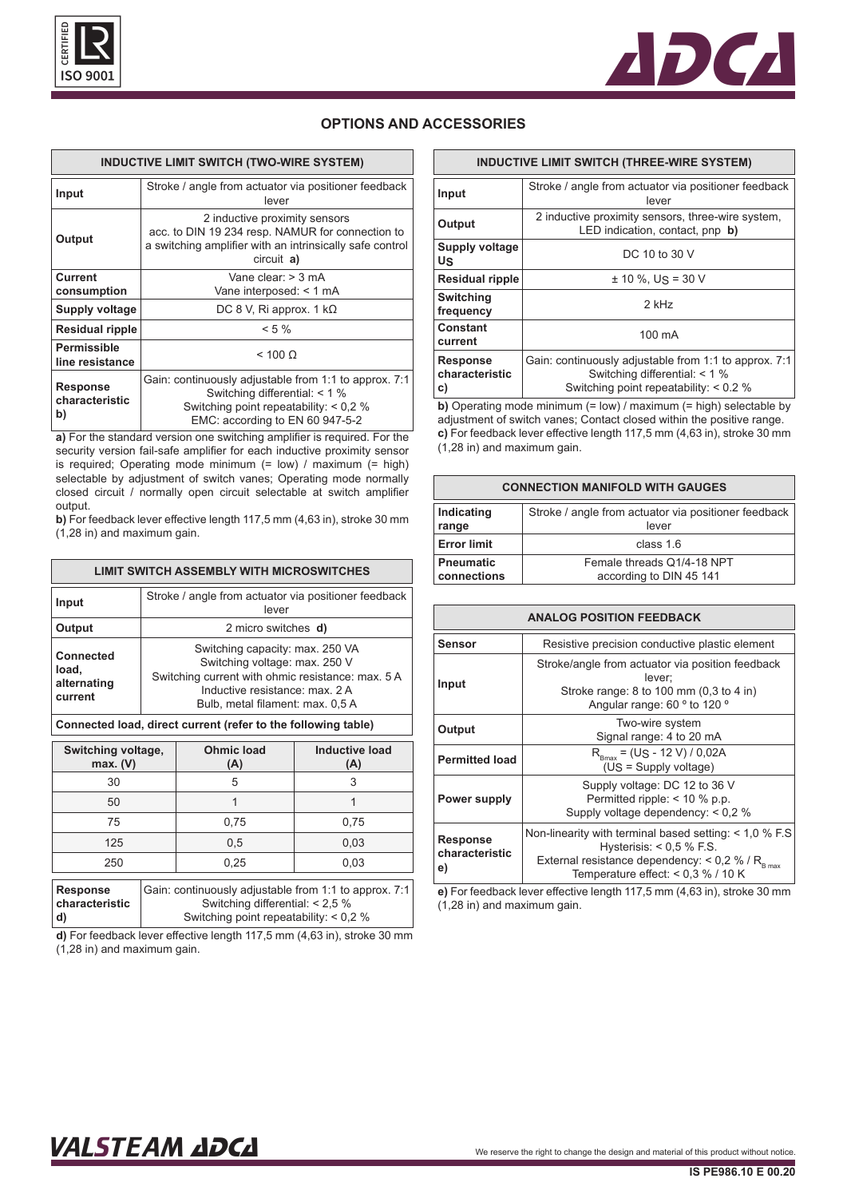## OPTIONS AND ACCESSORIES

| INDUCTIVE LIMIT SWITCH (TWO-WIRE SYSTEM) | |
|---|---|
| **Input** | Stroke / angle from actuator via positioner feedback lever |
| **Output** | 2 inductive proximity sensors acc. to DIN 19 234 resp. NAMUR for connection to a switching amplifier with an intrinsically safe control circuit **a)** |
| **Current consumption** | Vane clear: > 3 mA<br>Vane interposed: < 1 mA |
| **Supply voltage** | DC 8 V, Ri approx. 1 kΩ |
| **Residual ripple** | < 5 % |
| **Permissible line resistance** | < 100 Ω |
| **Response characteristic b)** | Gain: continuously adjustable from 1:1 to approx. 7:1<br>Switching differential: < 1 %<br>Switching point repeatability: < 0,2 %<br>EMC: according to EN 60 947-5-2 |

**a)** For the standard version one switching amplifier is required. For the security version fail-safe amplifier for each inductive proximity sensor is required; Operating mode minimum (= low) / maximum (= high) selectable by adjustment of switch vanes; Operating mode normally closed circuit / normally open circuit selectable at switch amplifier output.
**b)** For feedback lever effective length 117,5 mm (4,63 in), stroke 30 mm (1,28 in) and maximum gain.

| LIMIT SWITCH ASSEMBLY WITH MICROSWITCHES | |
|---|---|
| **Input** | Stroke / angle from actuator via positioner feedback lever |
| **Output** | 2 micro switches **d)** |
| **Connected load, alternating current** | Switching capacity: max. 250 VA<br>Switching voltage: max. 250 V<br>Switching current with ohmic resistance: max. 5 A<br>Inductive resistance: max. 2 A<br>Bulb, metal filament: max. 0,5 A |

**Connected load, direct current (refer to the following table)**

| Switching voltage, max. (V) | Ohmic load (A) | Inductive load (A) |
|---|---|---|
| 30 | 5 | 3 |
| 50 | 1 | 1 |
| 75 | 0,75 | 0,75 |
| 125 | 0,5 | 0,03 |
| 250 | 0,25 | 0,03 |

| | |
|---|---|
| **Response characteristic d)** | Gain: continuously adjustable from 1:1 to approx. 7:1<br>Switching differential: < 2,5 %<br>Switching point repeatability: < 0,2 % |

**d)** For feedback lever effective length 117,5 mm (4,63 in), stroke 30 mm (1,28 in) and maximum gain.

| INDUCTIVE LIMIT SWITCH (THREE-WIRE SYSTEM) | |
|---|---|
| **Input** | Stroke / angle from actuator via positioner feedback lever |
| **Output** | 2 inductive proximity sensors, three-wire system, LED indication, contact, pnp **b)** |
| **Supply voltage $U_S$** | DC 10 to 30 V |
| **Residual ripple** | ± 10 %, $U_S$ = 30 V |
| **Switching frequency** | 2 kHz |
| **Constant current** | 100 mA |
| **Response characteristic c)** | Gain: continuously adjustable from 1:1 to approx. 7:1<br>Switching differential: < 1 %<br>Switching point repeatability: < 0.2 % |

**b)** Operating mode minimum (= low) / maximum (= high) selectable by adjustment of switch vanes; Contact closed within the positive range.
**c)** For feedback lever effective length 117,5 mm (4,63 in), stroke 30 mm (1,28 in) and maximum gain.

| CONNECTION MANIFOLD WITH GAUGES | |
|---|---|
| **Indicating range** | Stroke / angle from actuator via positioner feedback lever |
| **Error limit** | class 1.6 |
| **Pneumatic connections** | Female threads Q1/4-18 NPT according to DIN 45 141 |

| ANALOG POSITION FEEDBACK | |
|---|---|
| **Sensor** | Resistive precision conductive plastic element |
| **Input** | Stroke/angle from actuator via position feedback lever;<br>Stroke range: 8 to 100 mm (0,3 to 4 in)<br>Angular range: 60 º to 120 º |
| **Output** | Two-wire system<br>Signal range: 4 to 20 mA |
| **Permitted load** | $R_{Bmax}$ = ($U_S$ - 12 V) / 0,02A<br>($U_S$ = Supply voltage) |
| **Power supply** | Supply voltage: DC 12 to 36 V<br>Permitted ripple: < 10 % p.p.<br>Supply voltage dependency: < 0,2 % |
| **Response characteristic e)** | Non-linearity with terminal based setting: < 1,0 % F.S<br>Hysterisis: < 0,5 % F.S.<br>External resistance dependency: < 0,2 % / $R_{B\,max}$<br>Temperature effect: < 0,3 % / 10 K |

**e)** For feedback lever effective length 117,5 mm (4,63 in), stroke 30 mm (1,28 in) and maximum gain.

We reserve the right to change the design and material of this product without notice.

IS PE986.10 E 00.20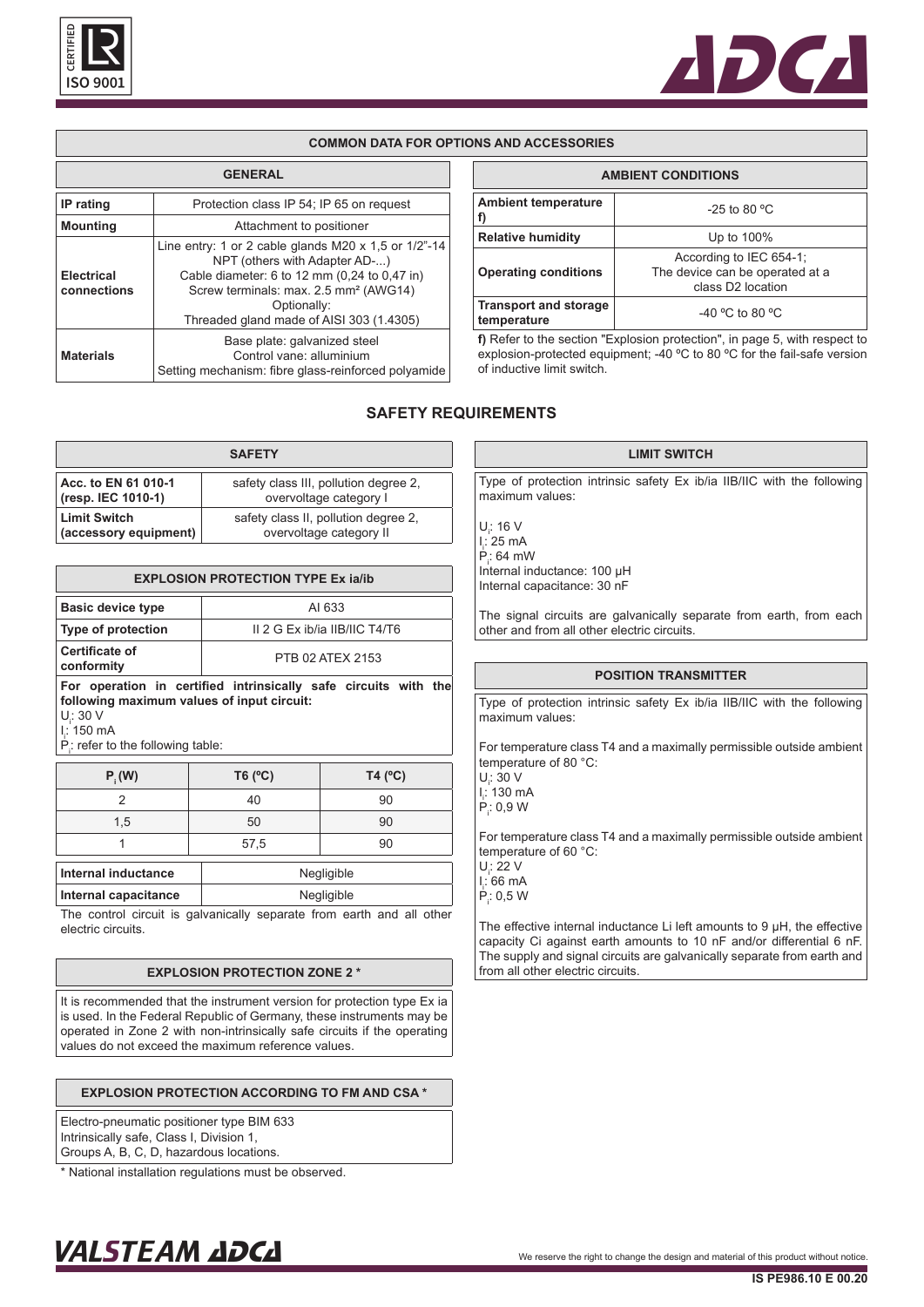## COMMON DATA FOR OPTIONS AND ACCESSORIES

### GENERAL

| | |
|---|---|
| **IP rating** | Protection class IP 54; IP 65 on request |
| **Mounting** | Attachment to positioner |
| **Electrical connections** | Line entry: 1 or 2 cable glands M20 x 1,5 or 1/2"-14 NPT (others with Adapter AD-...) Cable diameter: 6 to 12 mm (0,24 to 0,47 in) Screw terminals: max. 2.5 mm² (AWG14) Optionally: Threaded gland made of AISI 303 (1.4305) |
| **Materials** | Base plate: galvanized steel Control vane: alluminium Setting mechanism: fibre glass-reinforced polyamide |

### AMBIENT CONDITIONS

| | |
|---|---|
| **Ambient temperature f)** | -25 to 80 ºC |
| **Relative humidity** | Up to 100% |
| **Operating conditions** | According to IEC 654-1; The device can be operated at a class D2 location |
| **Transport and storage temperature** | -40 ºC to 80 ºC |

**f)** Refer to the section "Explosion protection", in page 5, with respect to explosion-protected equipment; -40 ºC to 80 ºC for the fail-safe version of inductive limit switch.

## SAFETY REQUIREMENTS

### SAFETY

| | |
|---|---|
| **Acc. to EN 61 010-1 (resp. IEC 1010-1)** | safety class III, pollution degree 2, overvoltage category I |
| **Limit Switch (accessory equipment)** | safety class II, pollution degree 2, overvoltage category II |

### EXPLOSION PROTECTION TYPE Ex ia/ib

| | |
|---|---|
| **Basic device type** | AI 633 |
| **Type of protection** | II 2 G Ex ib/ia IIB/IIC T4/T6 |
| **Certificate of conformity** | PTB 02 ATEX 2153 |

**For operation in certified intrinsically safe circuits with the following maximum values of input circuit:**
$U_i$: 30 V
$I_i$: 150 mA
$P_i$: refer to the following table:

| $P_i$ (W) | T6 (ºC) | T4 (ºC) |
|---|---|---|
| 2 | 40 | 90 |
| 1,5 | 50 | 90 |
| 1 | 57,5 | 90 |

| | |
|---|---|
| **Internal inductance** | Negligible |
| **Internal capacitance** | Negligible |

The control circuit is galvanically separate from earth and all other electric circuits.

### EXPLOSION PROTECTION ZONE 2 *

It is recommended that the instrument version for protection type Ex ia is used. In the Federal Republic of Germany, these instruments may be operated in Zone 2 with non-intrinsically safe circuits if the operating values do not exceed the maximum reference values.

### EXPLOSION PROTECTION ACCORDING TO FM AND CSA *

Electro-pneumatic positioner type BIM 633
Intrinsically safe, Class I, Division 1,
Groups A, B, C, D, hazardous locations.

\* National installation regulations must be observed.

### LIMIT SWITCH

Type of protection intrinsic safety Ex ib/ia IIB/IIC with the following maximum values:

$U_i$: 16 V
$I_i$: 25 mA
$P_i$: 64 mW
Internal inductance: 100 µH
Internal capacitance: 30 nF

The signal circuits are galvanically separate from earth, from each other and from all other electric circuits.

### POSITION TRANSMITTER

Type of protection intrinsic safety Ex ib/ia IIB/IIC with the following maximum values:

For temperature class T4 and a maximally permissible outside ambient temperature of 80 °C:
$U_i$: 30 V
$I_i$: 130 mA
$P_i$: 0,9 W

For temperature class T4 and a maximally permissible outside ambient temperature of 60 °C:
$U_i$: 22 V
$I_i$: 66 mA
$P_i$: 0,5 W

The effective internal inductance Li left amounts to 9 µH, the effective capacity Ci against earth amounts to 10 nF and/or differential 6 nF. The supply and signal circuits are galvanically separate from earth and from all other electric circuits.

We reserve the right to change the design and material of this product without notice.

IS PE986.10 E 00.20